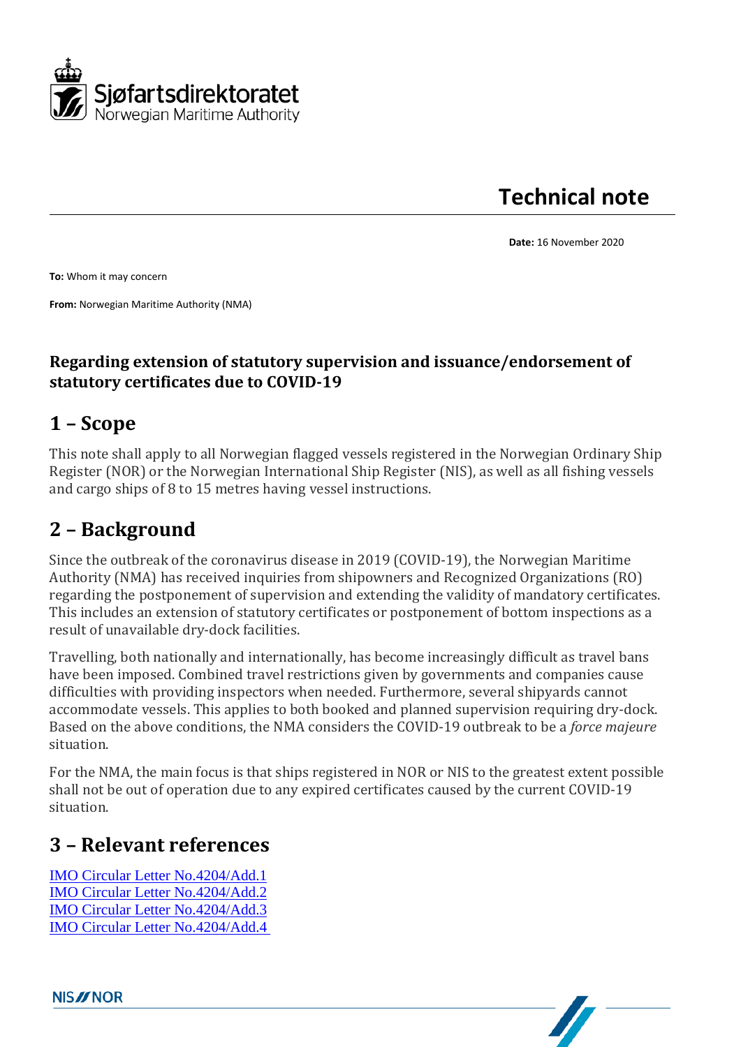Sjøfartsdirektoratet
Norwegian Maritime Authority

# Technical note

**Date:** 16 November 2020

**To:** Whom it may concern

**From:** Norwegian Maritime Authority (NMA)

**Regarding extension of statutory supervision and issuance/endorsement of statutory certificates due to COVID-19**

## 1 – Scope

This note shall apply to all Norwegian flagged vessels registered in the Norwegian Ordinary Ship Register (NOR) or the Norwegian International Ship Register (NIS), as well as all fishing vessels and cargo ships of 8 to 15 metres having vessel instructions.

## 2 – Background

Since the outbreak of the coronavirus disease in 2019 (COVID-19), the Norwegian Maritime Authority (NMA) has received inquiries from shipowners and Recognized Organizations (RO) regarding the postponement of supervision and extending the validity of mandatory certificates. This includes an extension of statutory certificates or postponement of bottom inspections as a result of unavailable dry-dock facilities.

Travelling, both nationally and internationally, has become increasingly difficult as travel bans have been imposed. Combined travel restrictions given by governments and companies cause difficulties with providing inspectors when needed. Furthermore, several shipyards cannot accommodate vessels. This applies to both booked and planned supervision requiring dry-dock. Based on the above conditions, the NMA considers the COVID-19 outbreak to be a *force majeure* situation.

For the NMA, the main focus is that ships registered in NOR or NIS to the greatest extent possible shall not be out of operation due to any expired certificates caused by the current COVID-19 situation.

## 3 – Relevant references

IMO Circular Letter No.4204/Add.1
IMO Circular Letter No.4204/Add.2
IMO Circular Letter No.4204/Add.3
IMO Circular Letter No.4204/Add.4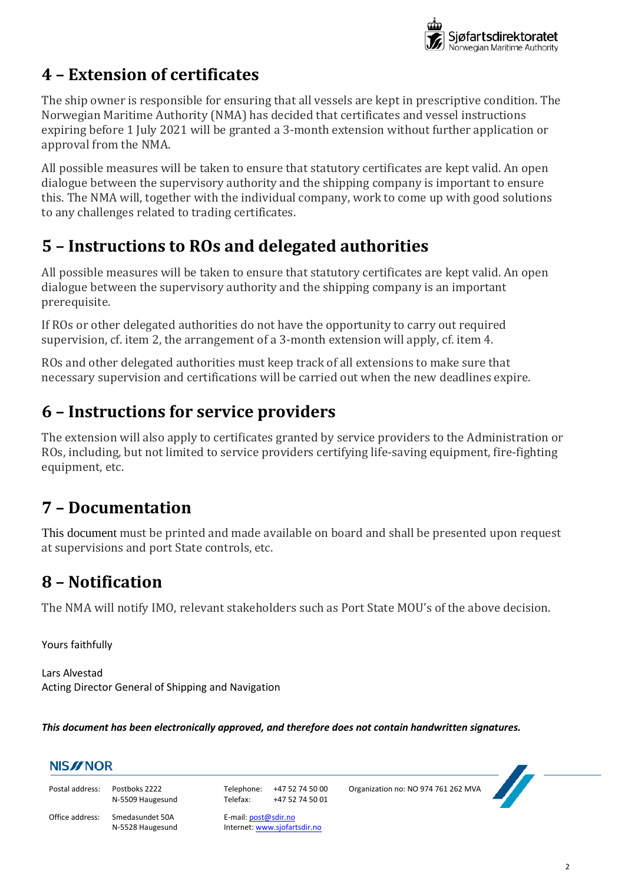## 4 – Extension of certificates

The ship owner is responsible for ensuring that all vessels are kept in prescriptive condition. The Norwegian Maritime Authority (NMA) has decided that certificates and vessel instructions expiring before 1 July 2021 will be granted a 3-month extension without further application or approval from the NMA.

All possible measures will be taken to ensure that statutory certificates are kept valid. An open dialogue between the supervisory authority and the shipping company is important to ensure this. The NMA will, together with the individual company, work to come up with good solutions to any challenges related to trading certificates.

## 5 – Instructions to ROs and delegated authorities

All possible measures will be taken to ensure that statutory certificates are kept valid. An open dialogue between the supervisory authority and the shipping company is an important prerequisite.

If ROs or other delegated authorities do not have the opportunity to carry out required supervision, cf. item 2, the arrangement of a 3-month extension will apply, cf. item 4.

ROs and other delegated authorities must keep track of all extensions to make sure that necessary supervision and certifications will be carried out when the new deadlines expire.

## 6 – Instructions for service providers

The extension will also apply to certificates granted by service providers to the Administration or ROs, including, but not limited to service providers certifying life-saving equipment, fire-fighting equipment, etc.

## 7 – Documentation

This document must be printed and made available on board and shall be presented upon request at supervisions and port State controls, etc.

## 8 – Notification

The NMA will notify IMO, relevant stakeholders such as Port State MOU's of the above decision.

Yours faithfully

Lars Alvestad
Acting Director General of Shipping and Navigation

***This document has been electronically approved, and therefore does not contain handwritten signatures.***

NIS NOR

Postal address: Postboks 2222, N-5509 Haugesund
Office address: Smedasundet 50A, N-5528 Haugesund
Telephone: +47 52 74 50 00
Telefax: +47 52 74 50 01
E-mail: post@sdir.no
Internet: www.sjofartsdir.no
Organization no: NO 974 761 262 MVA